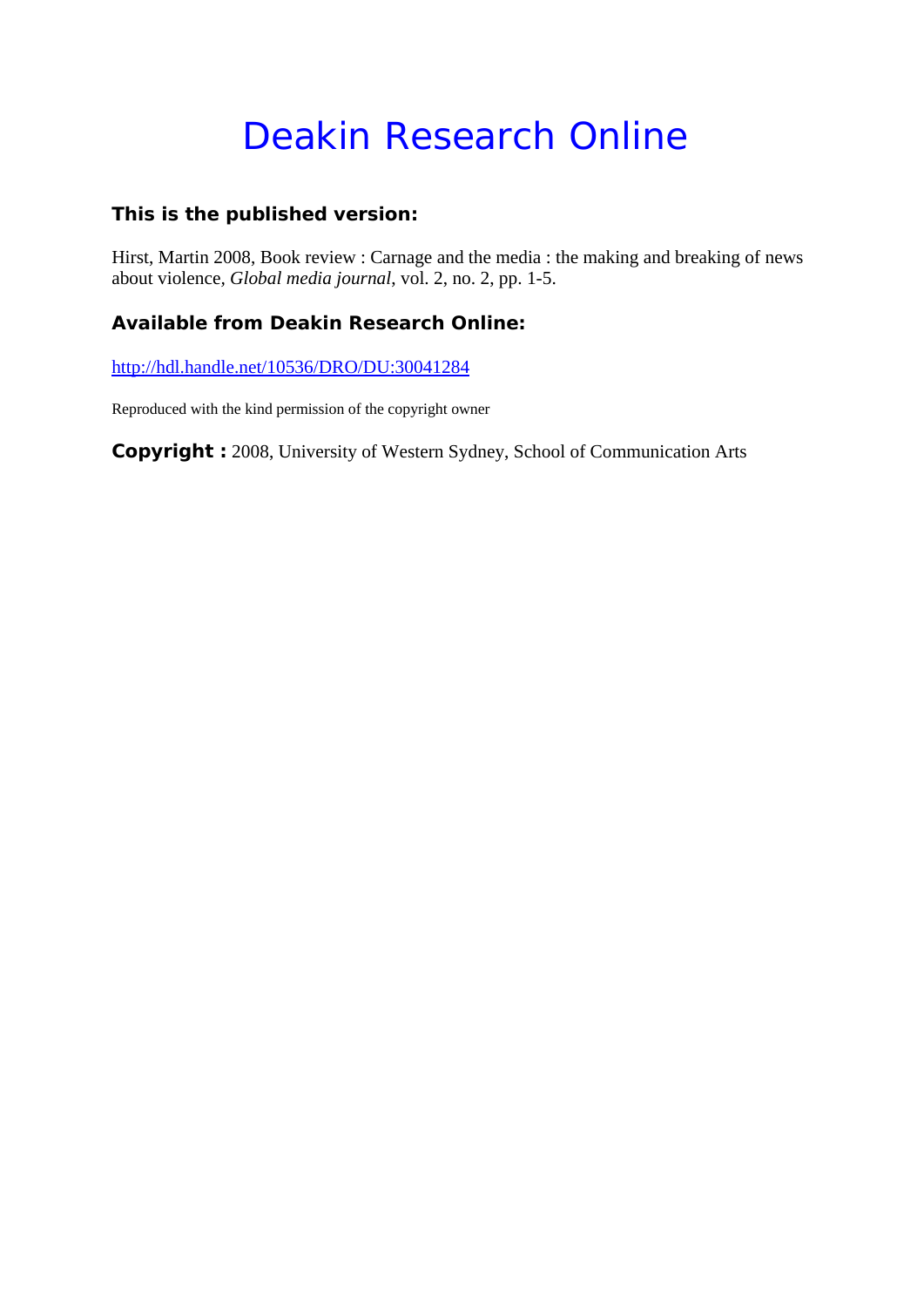# Deakin Research Online

### This is the published version:

Hirst, Martin 2008, Book review : Carnage and the media : the making and breaking of news about violence, *Global media journal*, vol. 2, no. 2, pp. 1-5.

### Available from Deakin Research Online:

http://hdl.handle.net/10536/DRO/DU:30041284

Reproduced with the kind permission of the copyright owner

**Copyright :** 2008, University of Western Sydney, School of Communication Arts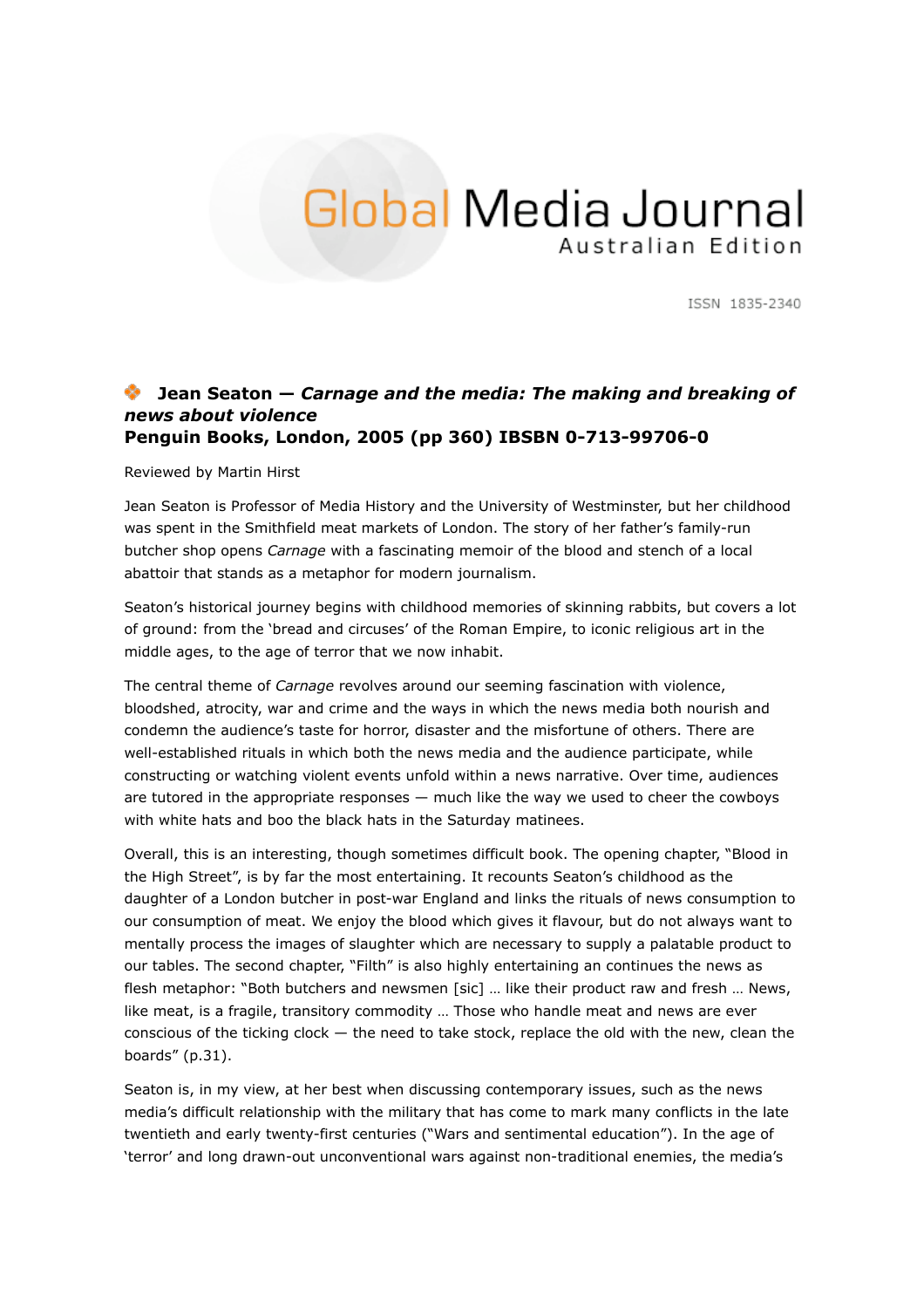# Global Media Journal

Australian Edition

ISSN 1835-2340

### Jean Seaton — *Carnage and the media: The making and breaking of news about violence*

### Penguin Books, London, 2005 (pp 360) IBSBN 0-713-99706-0

Reviewed by Martin Hirst

Jean Seaton is Professor of Media History and the University of Westminster, but her childhood was spent in the Smithfield meat markets of London. The story of her father's family-run butcher shop opens *Carnage* with a fascinating memoir of the blood and stench of a local abattoir that stands as a metaphor for modern journalism.

Seaton's historical journey begins with childhood memories of skinning rabbits, but covers a lot of ground: from the 'bread and circuses' of the Roman Empire, to iconic religious art in the middle ages, to the age of terror that we now inhabit.

The central theme of *Carnage* revolves around our seeming fascination with violence, bloodshed, atrocity, war and crime and the ways in which the news media both nourish and condemn the audience's taste for horror, disaster and the misfortune of others. There are well-established rituals in which both the news media and the audience participate, while constructing or watching violent events unfold within a news narrative. Over time, audiences are tutored in the appropriate responses — much like the way we used to cheer the cowboys with white hats and boo the black hats in the Saturday matinees.

Overall, this is an interesting, though sometimes difficult book. The opening chapter, "Blood in the High Street", is by far the most entertaining. It recounts Seaton's childhood as the daughter of a London butcher in post-war England and links the rituals of news consumption to our consumption of meat. We enjoy the blood which gives it flavour, but do not always want to mentally process the images of slaughter which are necessary to supply a palatable product to our tables. The second chapter, "Filth" is also highly entertaining an continues the news as flesh metaphor: "Both butchers and newsmen [sic] … like their product raw and fresh … News, like meat, is a fragile, transitory commodity … Those who handle meat and news are ever conscious of the ticking clock — the need to take stock, replace the old with the new, clean the boards" (p.31).

Seaton is, in my view, at her best when discussing contemporary issues, such as the news media's difficult relationship with the military that has come to mark many conflicts in the late twentieth and early twenty-first centuries ("Wars and sentimental education"). In the age of 'terror' and long drawn-out unconventional wars against non-traditional enemies, the media's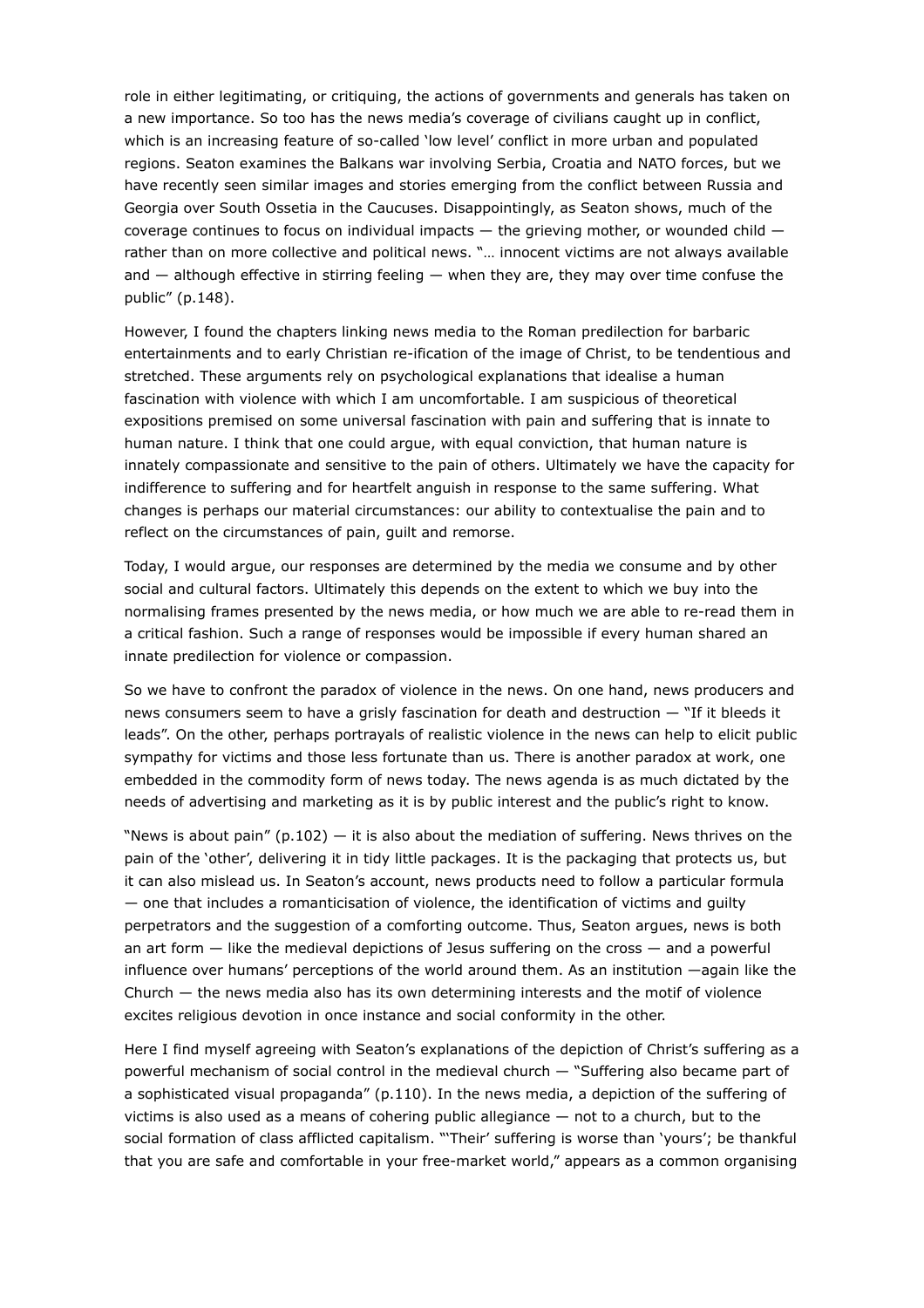role in either legitimating, or critiquing, the actions of governments and generals has taken on a new importance. So too has the news media's coverage of civilians caught up in conflict, which is an increasing feature of so-called 'low level' conflict in more urban and populated regions. Seaton examines the Balkans war involving Serbia, Croatia and NATO forces, but we have recently seen similar images and stories emerging from the conflict between Russia and Georgia over South Ossetia in the Caucuses. Disappointingly, as Seaton shows, much of the coverage continues to focus on individual impacts — the grieving mother, or wounded child — rather than on more collective and political news. "… innocent victims are not always available and — although effective in stirring feeling — when they are, they may over time confuse the public" (p.148).

However, I found the chapters linking news media to the Roman predilection for barbaric entertainments and to early Christian re-ification of the image of Christ, to be tendentious and stretched. These arguments rely on psychological explanations that idealise a human fascination with violence with which I am uncomfortable. I am suspicious of theoretical expositions premised on some universal fascination with pain and suffering that is innate to human nature. I think that one could argue, with equal conviction, that human nature is innately compassionate and sensitive to the pain of others. Ultimately we have the capacity for indifference to suffering and for heartfelt anguish in response to the same suffering. What changes is perhaps our material circumstances: our ability to contextualise the pain and to reflect on the circumstances of pain, guilt and remorse.

Today, I would argue, our responses are determined by the media we consume and by other social and cultural factors. Ultimately this depends on the extent to which we buy into the normalising frames presented by the news media, or how much we are able to re-read them in a critical fashion. Such a range of responses would be impossible if every human shared an innate predilection for violence or compassion.

So we have to confront the paradox of violence in the news. On one hand, news producers and news consumers seem to have a grisly fascination for death and destruction — "If it bleeds it leads". On the other, perhaps portrayals of realistic violence in the news can help to elicit public sympathy for victims and those less fortunate than us. There is another paradox at work, one embedded in the commodity form of news today. The news agenda is as much dictated by the needs of advertising and marketing as it is by public interest and the public's right to know.

"News is about pain" (p.102) — it is also about the mediation of suffering. News thrives on the pain of the 'other', delivering it in tidy little packages. It is the packaging that protects us, but it can also mislead us. In Seaton's account, news products need to follow a particular formula — one that includes a romanticisation of violence, the identification of victims and guilty perpetrators and the suggestion of a comforting outcome. Thus, Seaton argues, news is both an art form — like the medieval depictions of Jesus suffering on the cross — and a powerful influence over humans' perceptions of the world around them. As an institution —again like the Church — the news media also has its own determining interests and the motif of violence excites religious devotion in once instance and social conformity in the other.

Here I find myself agreeing with Seaton's explanations of the depiction of Christ's suffering as a powerful mechanism of social control in the medieval church — "Suffering also became part of a sophisticated visual propaganda" (p.110). In the news media, a depiction of the suffering of victims is also used as a means of cohering public allegiance — not to a church, but to the social formation of class afflicted capitalism. "'Their' suffering is worse than 'yours'; be thankful that you are safe and comfortable in your free-market world," appears as a common organising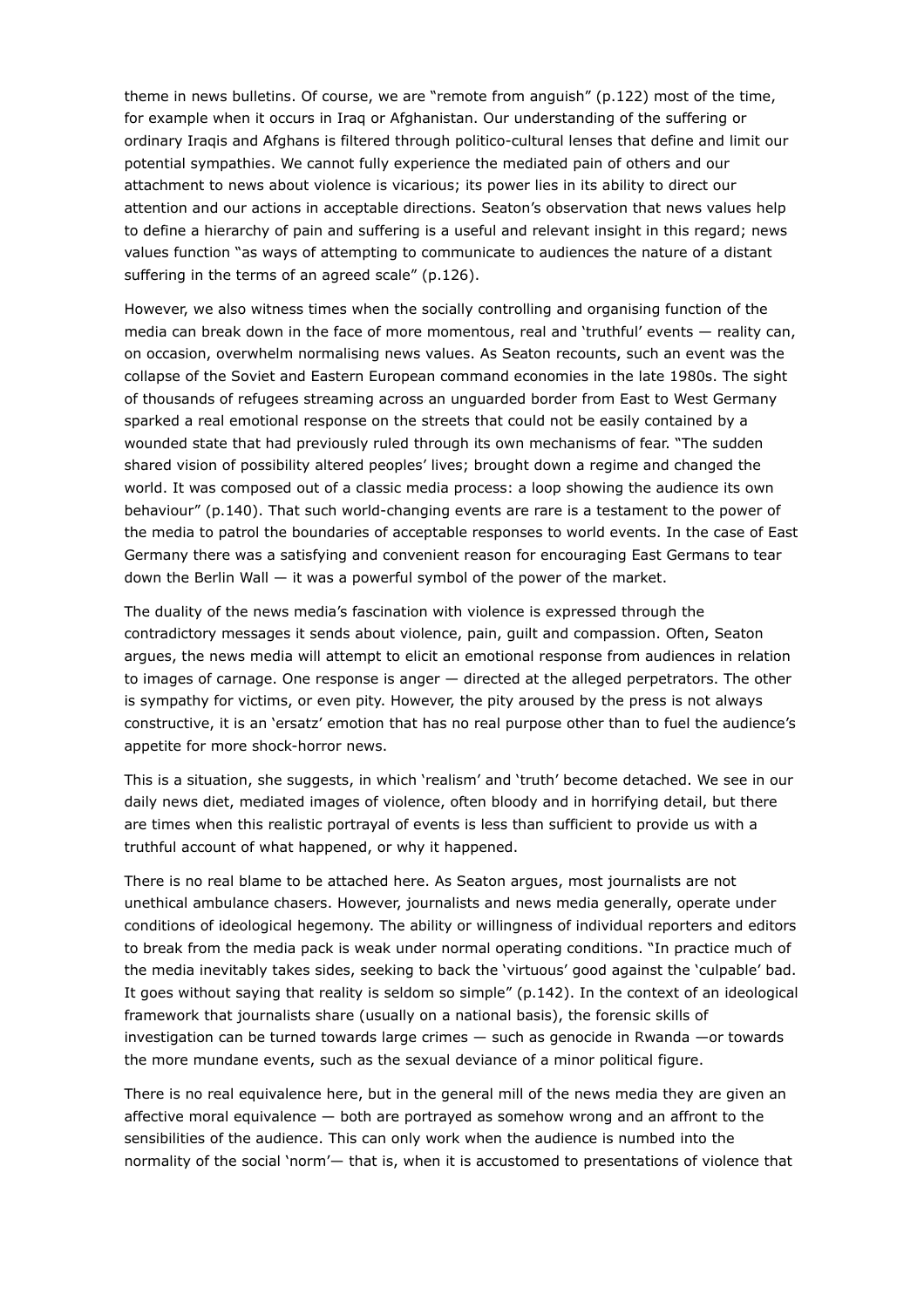theme in news bulletins. Of course, we are "remote from anguish" (p.122) most of the time, for example when it occurs in Iraq or Afghanistan. Our understanding of the suffering or ordinary Iraqis and Afghans is filtered through politico-cultural lenses that define and limit our potential sympathies. We cannot fully experience the mediated pain of others and our attachment to news about violence is vicarious; its power lies in its ability to direct our attention and our actions in acceptable directions. Seaton's observation that news values help to define a hierarchy of pain and suffering is a useful and relevant insight in this regard; news values function "as ways of attempting to communicate to audiences the nature of a distant suffering in the terms of an agreed scale" (p.126).

However, we also witness times when the socially controlling and organising function of the media can break down in the face of more momentous, real and 'truthful' events — reality can, on occasion, overwhelm normalising news values. As Seaton recounts, such an event was the collapse of the Soviet and Eastern European command economies in the late 1980s. The sight of thousands of refugees streaming across an unguarded border from East to West Germany sparked a real emotional response on the streets that could not be easily contained by a wounded state that had previously ruled through its own mechanisms of fear. "The sudden shared vision of possibility altered peoples' lives; brought down a regime and changed the world. It was composed out of a classic media process: a loop showing the audience its own behaviour" (p.140). That such world-changing events are rare is a testament to the power of the media to patrol the boundaries of acceptable responses to world events. In the case of East Germany there was a satisfying and convenient reason for encouraging East Germans to tear down the Berlin Wall — it was a powerful symbol of the power of the market.

The duality of the news media's fascination with violence is expressed through the contradictory messages it sends about violence, pain, guilt and compassion. Often, Seaton argues, the news media will attempt to elicit an emotional response from audiences in relation to images of carnage. One response is anger — directed at the alleged perpetrators. The other is sympathy for victims, or even pity. However, the pity aroused by the press is not always constructive, it is an 'ersatz' emotion that has no real purpose other than to fuel the audience's appetite for more shock-horror news.

This is a situation, she suggests, in which 'realism' and 'truth' become detached. We see in our daily news diet, mediated images of violence, often bloody and in horrifying detail, but there are times when this realistic portrayal of events is less than sufficient to provide us with a truthful account of what happened, or why it happened.

There is no real blame to be attached here. As Seaton argues, most journalists are not unethical ambulance chasers. However, journalists and news media generally, operate under conditions of ideological hegemony. The ability or willingness of individual reporters and editors to break from the media pack is weak under normal operating conditions. "In practice much of the media inevitably takes sides, seeking to back the 'virtuous' good against the 'culpable' bad. It goes without saying that reality is seldom so simple" (p.142). In the context of an ideological framework that journalists share (usually on a national basis), the forensic skills of investigation can be turned towards large crimes — such as genocide in Rwanda —or towards the more mundane events, such as the sexual deviance of a minor political figure.

There is no real equivalence here, but in the general mill of the news media they are given an affective moral equivalence — both are portrayed as somehow wrong and an affront to the sensibilities of the audience. This can only work when the audience is numbed into the normality of the social 'norm'— that is, when it is accustomed to presentations of violence that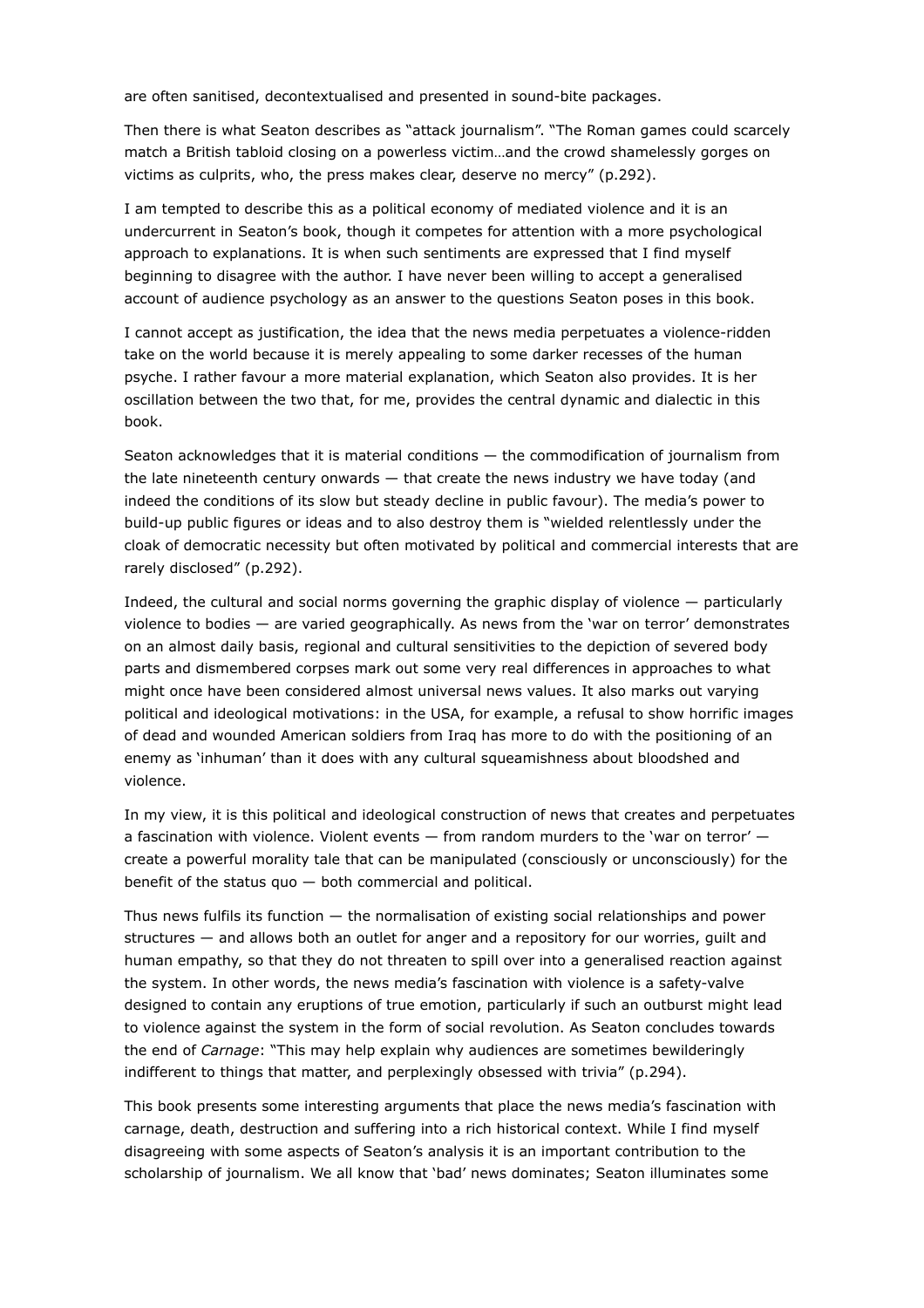are often sanitised, decontextualised and presented in sound-bite packages.

Then there is what Seaton describes as "attack journalism". "The Roman games could scarcely match a British tabloid closing on a powerless victim…and the crowd shamelessly gorges on victims as culprits, who, the press makes clear, deserve no mercy" (p.292).

I am tempted to describe this as a political economy of mediated violence and it is an undercurrent in Seaton's book, though it competes for attention with a more psychological approach to explanations. It is when such sentiments are expressed that I find myself beginning to disagree with the author. I have never been willing to accept a generalised account of audience psychology as an answer to the questions Seaton poses in this book.

I cannot accept as justification, the idea that the news media perpetuates a violence-ridden take on the world because it is merely appealing to some darker recesses of the human psyche. I rather favour a more material explanation, which Seaton also provides. It is her oscillation between the two that, for me, provides the central dynamic and dialectic in this book.

Seaton acknowledges that it is material conditions — the commodification of journalism from the late nineteenth century onwards — that create the news industry we have today (and indeed the conditions of its slow but steady decline in public favour). The media's power to build-up public figures or ideas and to also destroy them is "wielded relentlessly under the cloak of democratic necessity but often motivated by political and commercial interests that are rarely disclosed" (p.292).

Indeed, the cultural and social norms governing the graphic display of violence — particularly violence to bodies — are varied geographically. As news from the 'war on terror' demonstrates on an almost daily basis, regional and cultural sensitivities to the depiction of severed body parts and dismembered corpses mark out some very real differences in approaches to what might once have been considered almost universal news values. It also marks out varying political and ideological motivations: in the USA, for example, a refusal to show horrific images of dead and wounded American soldiers from Iraq has more to do with the positioning of an enemy as 'inhuman' than it does with any cultural squeamishness about bloodshed and violence.

In my view, it is this political and ideological construction of news that creates and perpetuates a fascination with violence. Violent events — from random murders to the 'war on terror' — create a powerful morality tale that can be manipulated (consciously or unconsciously) for the benefit of the status quo — both commercial and political.

Thus news fulfils its function — the normalisation of existing social relationships and power structures — and allows both an outlet for anger and a repository for our worries, guilt and human empathy, so that they do not threaten to spill over into a generalised reaction against the system. In other words, the news media's fascination with violence is a safety-valve designed to contain any eruptions of true emotion, particularly if such an outburst might lead to violence against the system in the form of social revolution. As Seaton concludes towards the end of *Carnage*: "This may help explain why audiences are sometimes bewilderingly indifferent to things that matter, and perplexingly obsessed with trivia" (p.294).

This book presents some interesting arguments that place the news media's fascination with carnage, death, destruction and suffering into a rich historical context. While I find myself disagreeing with some aspects of Seaton's analysis it is an important contribution to the scholarship of journalism. We all know that 'bad' news dominates; Seaton illuminates some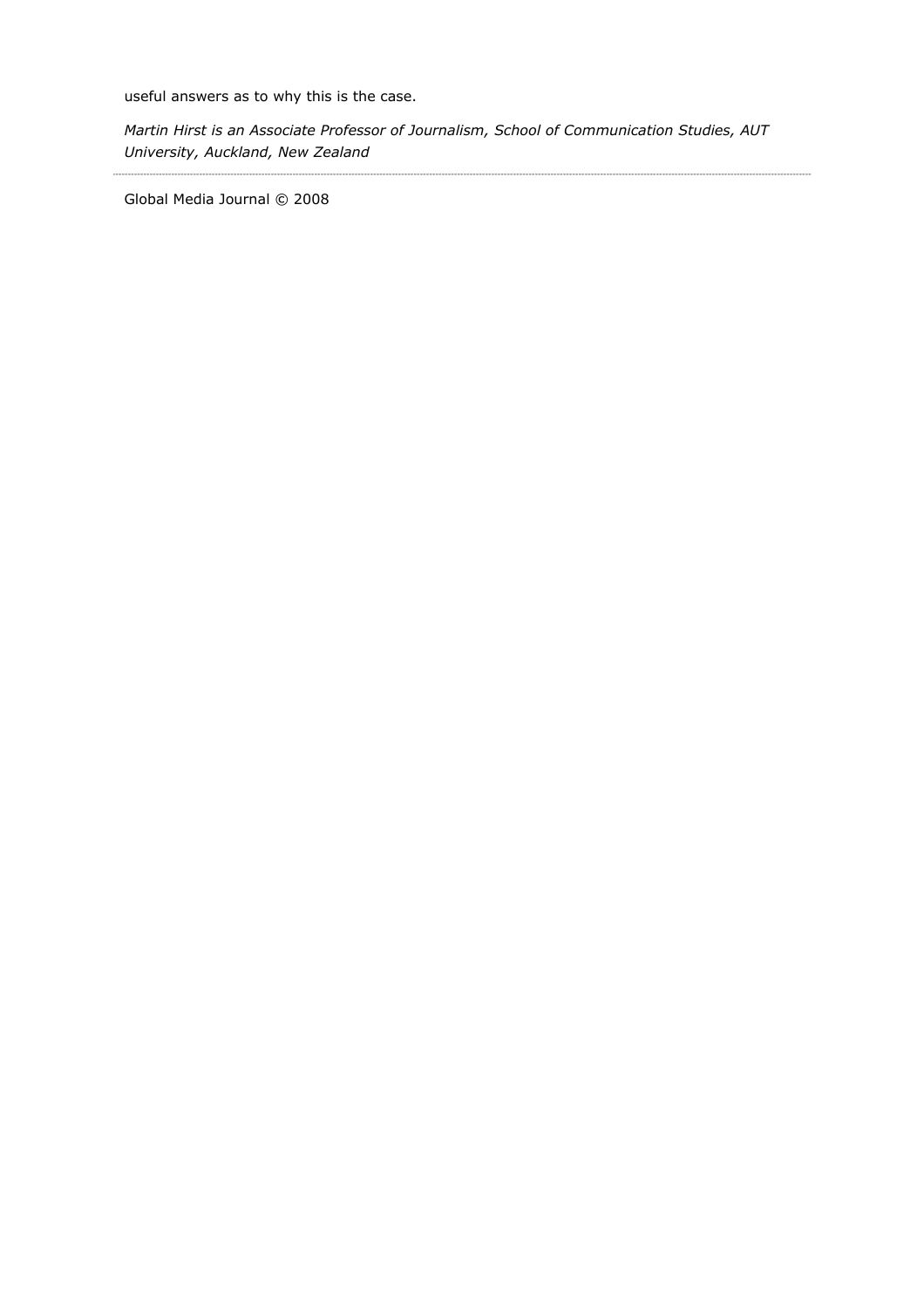useful answers as to why this is the case.

*Martin Hirst is an Associate Professor of Journalism, School of Communication Studies, AUT University, Auckland, New Zealand*

---

Global Media Journal © 2008